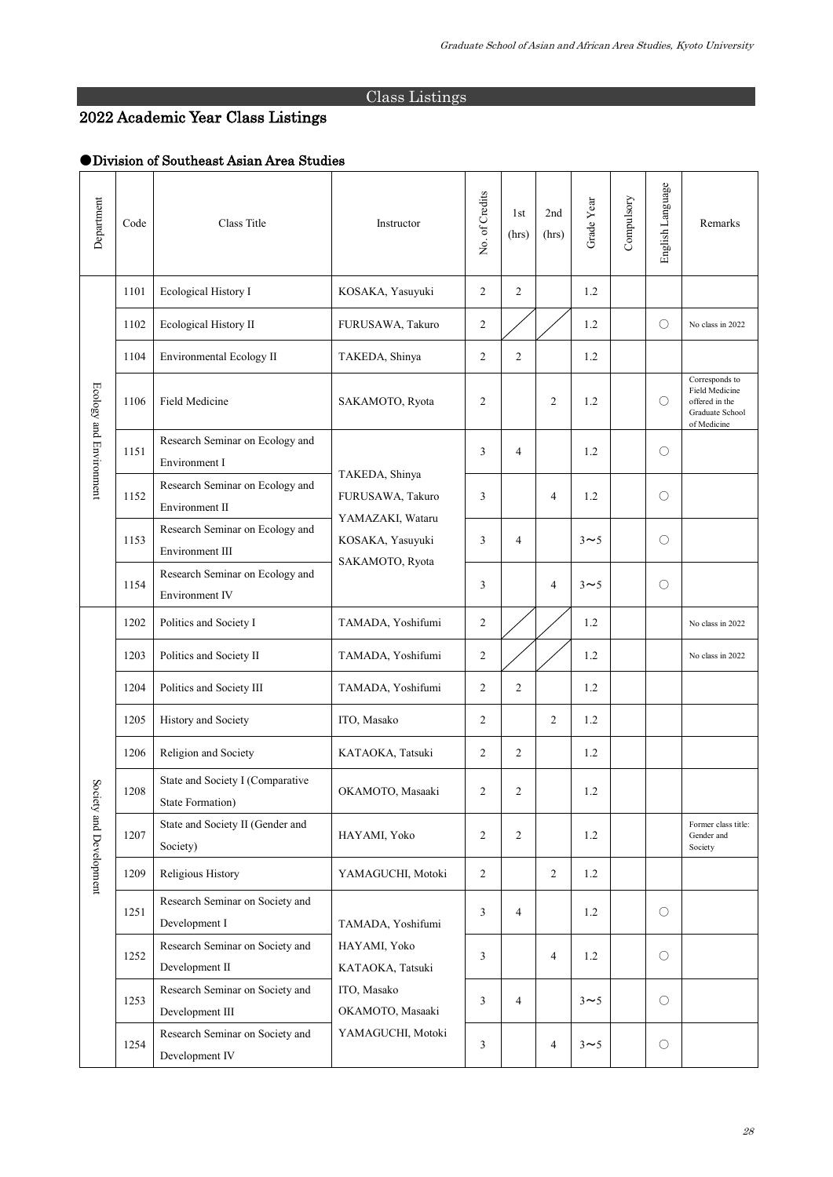# Class Listings

## 2022 Academic Year Class Listings

### ●Division of Southeast Asian Area Studies

| Department | Code | Class Title | Instructor | No. of Credits | 1st (hrs) | 2nd (hrs) | Grade Year | Compulsory | English Language | Remarks |
|---|---|---|---|---|---|---|---|---|---|---|
| Ecology and Environment | 1101 | Ecological History I | KOSAKA, Yasuyuki | 2 | 2 | | 1.2 | | | |
| | 1102 | Ecological History II | FURUSAWA, Takuro | 2 | | | 1.2 | | ○ | No class in 2022 |
| | 1104 | Environmental Ecology II | TAKEDA, Shinya | 2 | 2 | | 1.2 | | | |
| | 1106 | Field Medicine | SAKAMOTO, Ryota | 2 | | 2 | 1.2 | | ○ | Corresponds to Field Medicine offered in the Graduate School of Medicine |
| | 1151 | Research Seminar on Ecology and Environment I | TAKEDA, Shinya<br>FURUSAWA, Takuro<br>YAMAZAKI, Wataru<br>KOSAKA, Yasuyuki<br>SAKAMOTO, Ryota | 3 | 4 | | 1.2 | | ○ | |
| | 1152 | Research Seminar on Ecology and Environment II | | 3 | | 4 | 1.2 | | ○ | |
| | 1153 | Research Seminar on Ecology and Environment III | | 3 | 4 | | 3～5 | | ○ | |
| | 1154 | Research Seminar on Ecology and Environment IV | | 3 | | 4 | 3～5 | | ○ | |
| Society and Development | 1202 | Politics and Society I | TAMADA, Yoshifumi | 2 | | | 1.2 | | | No class in 2022 |
| | 1203 | Politics and Society II | TAMADA, Yoshifumi | 2 | | | 1.2 | | | No class in 2022 |
| | 1204 | Politics and Society III | TAMADA, Yoshifumi | 2 | 2 | | 1.2 | | | |
| | 1205 | History and Society | ITO, Masako | 2 | | 2 | 1.2 | | | |
| | 1206 | Religion and Society | KATAOKA, Tatsuki | 2 | 2 | | 1.2 | | | |
| | 1208 | State and Society I (Comparative State Formation) | OKAMOTO, Masaaki | 2 | 2 | | 1.2 | | | |
| | 1207 | State and Society II (Gender and Society) | HAYAMI, Yoko | 2 | 2 | | 1.2 | | | Former class title: Gender and Society |
| | 1209 | Religious History | YAMAGUCHI, Motoki | 2 | | 2 | 1.2 | | | |
| | 1251 | Research Seminar on Society and Development I | TAMADA, Yoshifumi<br>HAYAMI, Yoko<br>KATAOKA, Tatsuki<br>ITO, Masako<br>OKAMOTO, Masaaki<br>YAMAGUCHI, Motoki | 3 | 4 | | 1.2 | | ○ | |
| | 1252 | Research Seminar on Society and Development II | | 3 | | 4 | 1.2 | | ○ | |
| | 1253 | Research Seminar on Society and Development III | | 3 | 4 | | 3～5 | | ○ | |
| | 1254 | Research Seminar on Society and Development IV | | 3 | | 4 | 3～5 | | ○ | |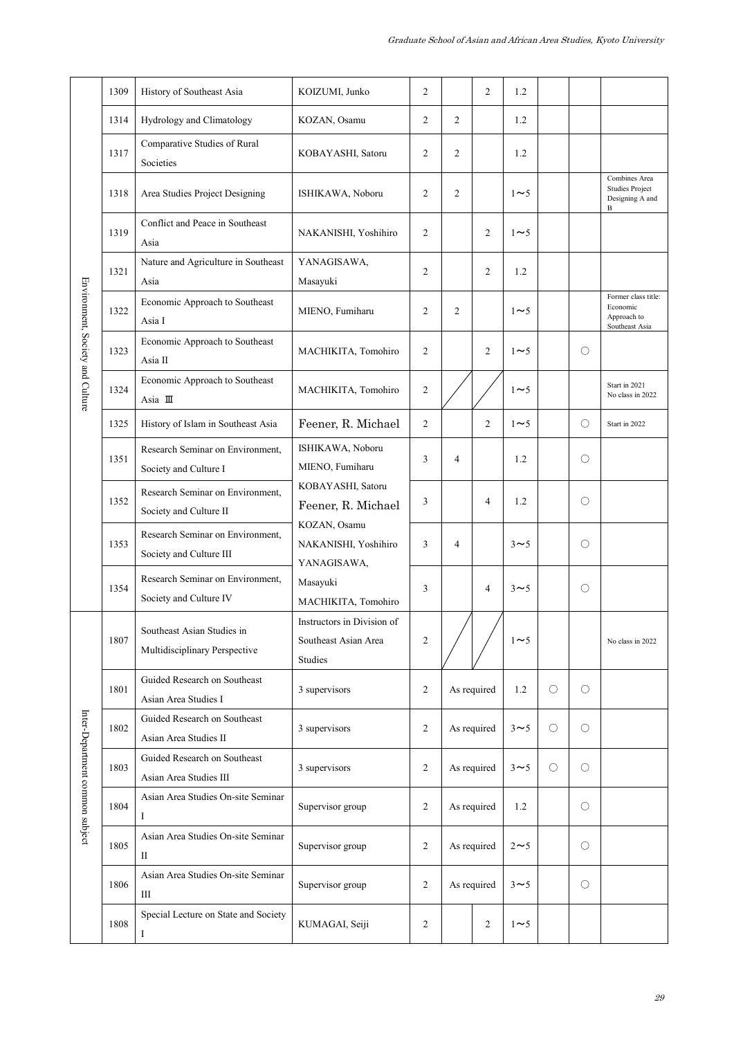| | | | | | | | | | | |
|---|---|---|---|---|---|---|---|---|---|---|
| Environment, Society and Culture | 1309 | History of Southeast Asia | KOIZUMI, Junko | 2 | | 2 | 1.2 | | | |
| | 1314 | Hydrology and Climatology | KOZAN, Osamu | 2 | 2 | | 1.2 | | | |
| | 1317 | Comparative Studies of Rural Societies | KOBAYASHI, Satoru | 2 | 2 | | 1.2 | | | |
| | 1318 | Area Studies Project Designing | ISHIKAWA, Noboru | 2 | 2 | | 1〜5 | | | Combines Area Studies Project Designing A and B |
| | 1319 | Conflict and Peace in Southeast Asia | NAKANISHI, Yoshihiro | 2 | | 2 | 1〜5 | | | |
| | 1321 | Nature and Agriculture in Southeast Asia | YANAGISAWA, Masayuki | 2 | | 2 | 1.2 | | | |
| | 1322 | Economic Approach to Southeast Asia I | MIENO, Fumiharu | 2 | 2 | | 1〜5 | | | Former class title: Economic Approach to Southeast Asia |
| | 1323 | Economic Approach to Southeast Asia II | MACHIKITA, Tomohiro | 2 | | 2 | 1〜5 | | ○ | |
| | 1324 | Economic Approach to Southeast Asia Ⅲ | MACHIKITA, Tomohiro | 2 | / | / | 1〜5 | | | Start in 2021 No class in 2022 |
| | 1325 | History of Islam in Southeast Asia | Feener, R. Michael | 2 | | 2 | 1〜5 | | ○ | Start in 2022 |
| | 1351 | Research Seminar on Environment, Society and Culture I | ISHIKAWA, Noboru MIENO, Fumiharu KOBAYASHI, Satoru Feener, R. Michael KOZAN, Osamu NAKANISHI, Yoshihiro YANAGISAWA, Masayuki MACHIKITA, Tomohiro | 3 | 4 | | 1.2 | | ○ | |
| | 1352 | Research Seminar on Environment, Society and Culture II | | 3 | | 4 | 1.2 | | ○ | |
| | 1353 | Research Seminar on Environment, Society and Culture III | | 3 | 4 | | 3〜5 | | ○ | |
| | 1354 | Research Seminar on Environment, Society and Culture IV | | 3 | | 4 | 3〜5 | | ○ | |
| Inter-Department common subject | 1807 | Southeast Asian Studies in Multidisciplinary Perspective | Instructors in Division of Southeast Asian Area Studies | 2 | / | / | 1〜5 | | | No class in 2022 |
| | 1801 | Guided Research on Southeast Asian Area Studies I | 3 supervisors | 2 | As required | | 1.2 | ○ | ○ | |
| | 1802 | Guided Research on Southeast Asian Area Studies II | 3 supervisors | 2 | As required | | 3〜5 | ○ | ○ | |
| | 1803 | Guided Research on Southeast Asian Area Studies III | 3 supervisors | 2 | As required | | 3〜5 | ○ | ○ | |
| | 1804 | Asian Area Studies On-site Seminar I | Supervisor group | 2 | As required | | 1.2 | | ○ | |
| | 1805 | Asian Area Studies On-site Seminar II | Supervisor group | 2 | As required | | 2〜5 | | ○ | |
| | 1806 | Asian Area Studies On-site Seminar III | Supervisor group | 2 | As required | | 3〜5 | | ○ | |
| | 1808 | Special Lecture on State and Society I | KUMAGAI, Seiji | 2 | | 2 | 1〜5 | | | |